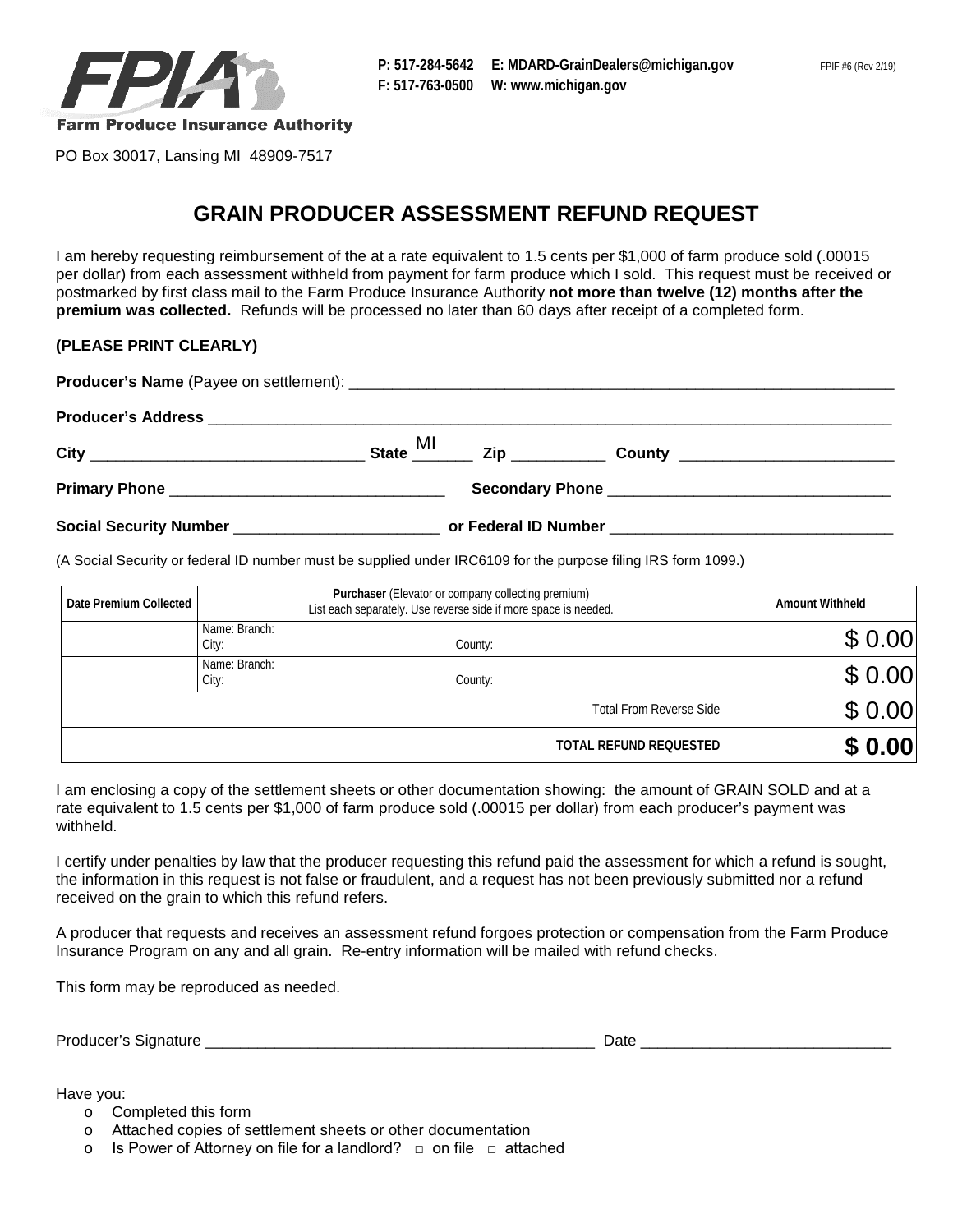Farm Produce Insurance Authority

PO Box 30017, Lansing MI 48909-7517

P: 517-284-5642 E: MDARD-GrainDealers@michigan.gov
F: 517-763-0500 W: www.michigan.gov

FPIF #6 (Rev 2/19)

# GRAIN PRODUCER ASSESSMENT REFUND REQUEST

I am hereby requesting reimbursement of the at a rate equivalent to 1.5 cents per $1,000 of farm produce sold (.00015 per dollar) from each assessment withheld from payment for farm produce which I sold. This request must be received or postmarked by first class mail to the Farm Produce Insurance Authority **not more than twelve (12) months after the premium was collected.** Refunds will be processed no later than 60 days after receipt of a completed form.

**(PLEASE PRINT CLEARLY)**

**Producer's Name** (Payee on settlement): ______________________________

**Producer's Address** ______________________________

**City** ____________ **State** MI **Zip** ________ **County** ____________

**Primary Phone** ____________ **Secondary Phone** ____________

**Social Security Number** ____________ **or Federal ID Number** ____________

(A Social Security or federal ID number must be supplied under IRC6109 for the purpose filing IRS form 1099.)

| Date Premium Collected | **Purchaser** (Elevator or company collecting premium) List each separately. Use reverse side if more space is needed. | Amount Withheld |
|---|---|---|
| | Name: Branch: City: County: | $ 0.00 |
| | Name: Branch: City: County: | $ 0.00 |
| | Total From Reverse Side | $ 0.00 |
| | **TOTAL REFUND REQUESTED** | **$ 0.00** |

I am enclosing a copy of the settlement sheets or other documentation showing: the amount of GRAIN SOLD and at a rate equivalent to 1.5 cents per $1,000 of farm produce sold (.00015 per dollar) from each producer's payment was withheld.

I certify under penalties by law that the producer requesting this refund paid the assessment for which a refund is sought, the information in this request is not false or fraudulent, and a request has not been previously submitted nor a refund received on the grain to which this refund refers.

A producer that requests and receives an assessment refund forgoes protection or compensation from the Farm Produce Insurance Program on any and all grain. Re-entry information will be mailed with refund checks.

This form may be reproduced as needed.

Producer's Signature ______________________________ Date ____________

Have you:

- Completed this form
- Attached copies of settlement sheets or other documentation
- Is Power of Attorney on file for a landlord? □ on file □ attached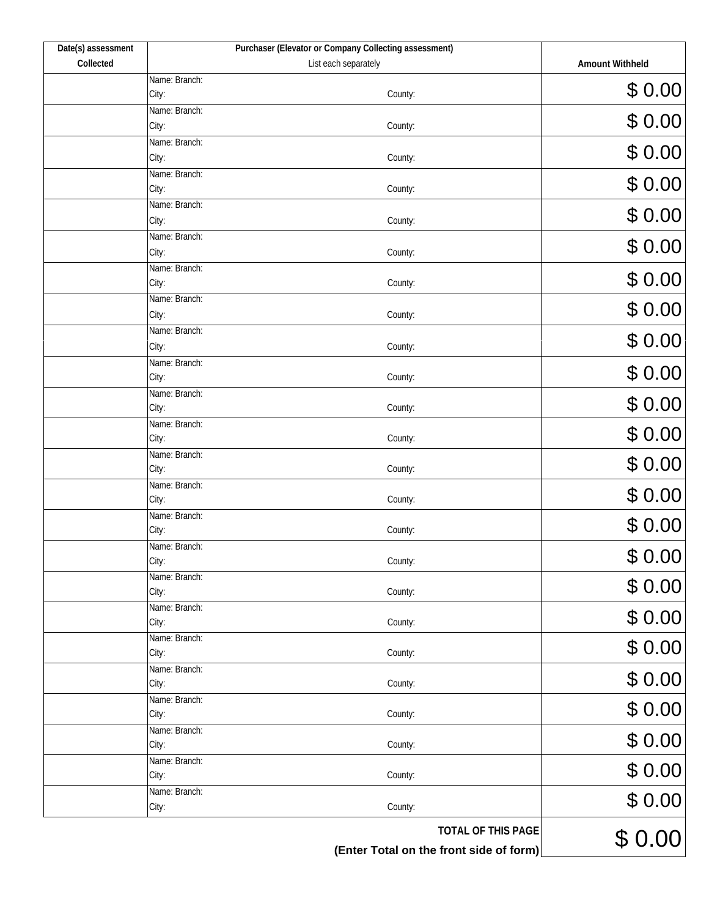| Date(s) assessment Collected | Purchaser (Elevator or Company Collecting assessment) List each separately | Amount Withheld |
| --- | --- | --- |
| | Name: Branch: City: County: | $ 0.00 |
| | Name: Branch: City: County: | $ 0.00 |
| | Name: Branch: City: County: | $ 0.00 |
| | Name: Branch: City: County: | $ 0.00 |
| | Name: Branch: City: County: | $ 0.00 |
| | Name: Branch: City: County: | $ 0.00 |
| | Name: Branch: City: County: | $ 0.00 |
| | Name: Branch: City: County: | $ 0.00 |
| | Name: Branch: City: County: | $ 0.00 |
| | Name: Branch: City: County: | $ 0.00 |
| | Name: Branch: City: County: | $ 0.00 |
| | Name: Branch: City: County: | $ 0.00 |
| | Name: Branch: City: County: | $ 0.00 |
| | Name: Branch: City: County: | $ 0.00 |
| | Name: Branch: City: County: | $ 0.00 |
| | Name: Branch: City: County: | $ 0.00 |
| | Name: Branch: City: County: | $ 0.00 |
| | Name: Branch: City: County: | $ 0.00 |
| | Name: Branch: City: County: | $ 0.00 |
| | Name: Branch: City: County: | $ 0.00 |
| | Name: Branch: City: County: | $ 0.00 |
| | Name: Branch: City: County: | $ 0.00 |
| | Name: Branch: City: County: | $ 0.00 |
| | Name: Branch: City: County: | $ 0.00 |
| | **TOTAL OF THIS PAGE (Enter Total on the front side of form)** | $ 0.00 |